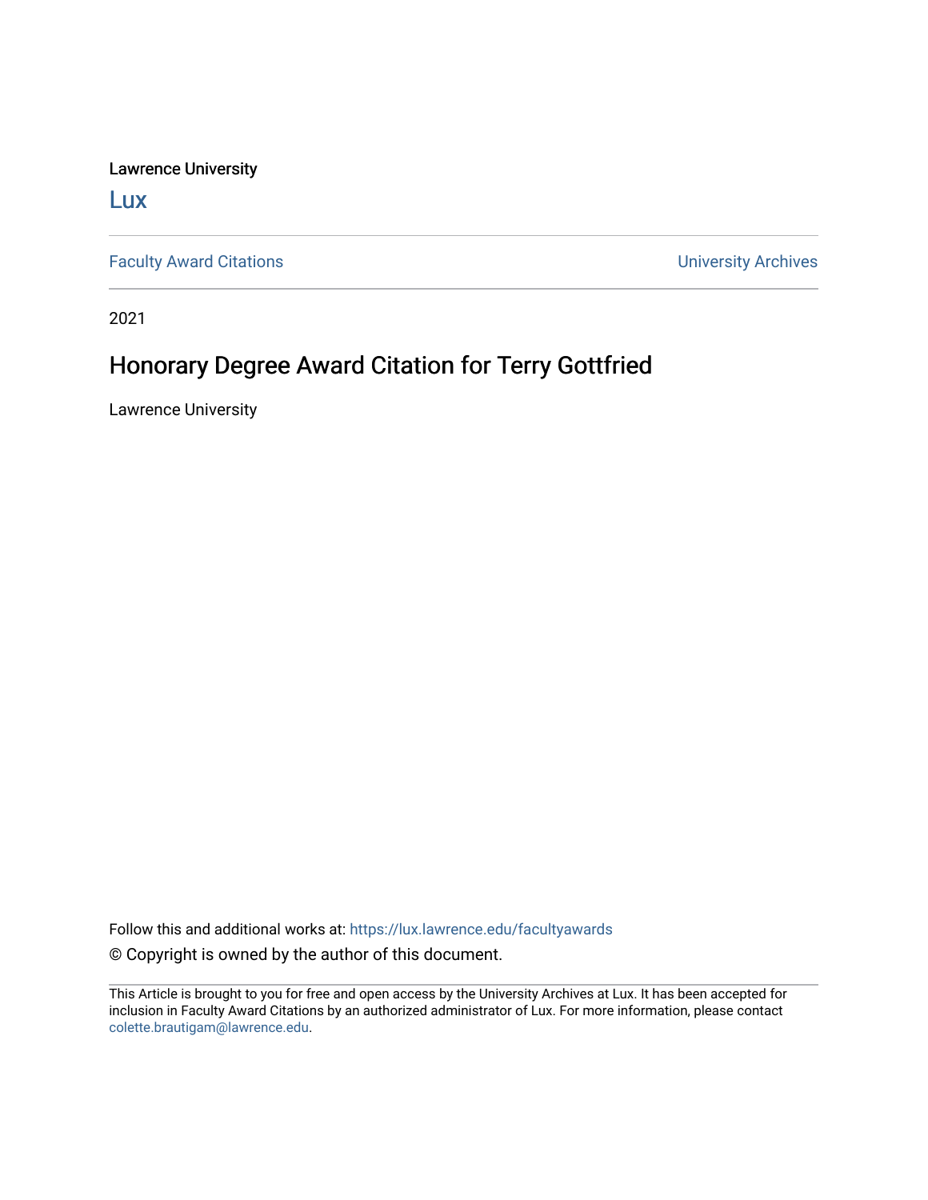Lawrence University

Lux

Faculty Award Citations

University Archives

2021

# Honorary Degree Award Citation for Terry Gottfried

Lawrence University

Follow this and additional works at: https://lux.lawrence.edu/facultyawards

© Copyright is owned by the author of this document.

This Article is brought to you for free and open access by the University Archives at Lux. It has been accepted for inclusion in Faculty Award Citations by an authorized administrator of Lux. For more information, please contact colette.brautigam@lawrence.edu.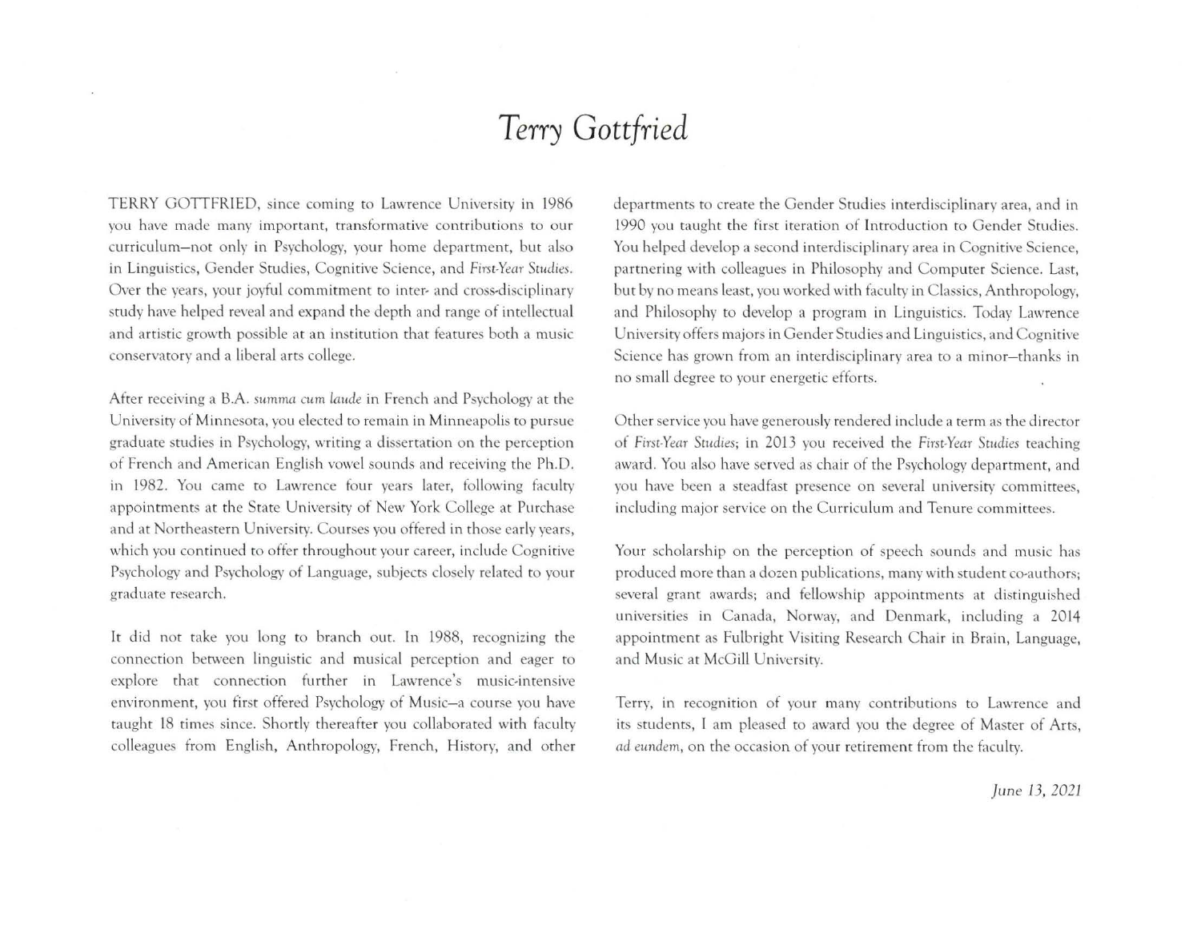# *Terry Gottfried*

TERRY GOTTFRIED, since coming to Lawrence University in 1986 you have made many important, transformative contributions to our curriculum—not only in Psychology, your home department, but also in Linguistics, Gender Studies, Cognitive Science, and *First-Year Studies*. Over the years, your joyful commitment to inter- and cross-disciplinary study have helped reveal and expand the depth and range of intellectual and artistic growth possible at an institution that features both a music conservatory and a liberal arts college.

After receiving a B.A. *summa cum laude* in French and Psychology at the University of Minnesota, you elected to remain in Minneapolis to pursue graduate studies in Psychology, writing a dissertation on the perception of French and American English vowel sounds and receiving the Ph.D. in 1982. You came to Lawrence four years later, following faculty appointments at the State University of New York College at Purchase and at Northeastern University. Courses you offered in those early years, which you continued to offer throughout your career, include Cognitive Psychology and Psychology of Language, subjects closely related to your graduate research.

It did not take you long to branch out. In 1988, recognizing the connection between linguistic and musical perception and eager to explore that connection further in Lawrence's music-intensive environment, you first offered Psychology of Music—a course you have taught 18 times since. Shortly thereafter you collaborated with faculty colleagues from English, Anthropology, French, History, and other departments to create the Gender Studies interdisciplinary area, and in 1990 you taught the first iteration of Introduction to Gender Studies. You helped develop a second interdisciplinary area in Cognitive Science, partnering with colleagues in Philosophy and Computer Science. Last, but by no means least, you worked with faculty in Classics, Anthropology, and Philosophy to develop a program in Linguistics. Today Lawrence University offers majors in Gender Studies and Linguistics, and Cognitive Science has grown from an interdisciplinary area to a minor—thanks in no small degree to your energetic efforts.

Other service you have generously rendered include a term as the director of *First-Year Studies*; in 2013 you received the *First-Year Studies* teaching award. You also have served as chair of the Psychology department, and you have been a steadfast presence on several university committees, including major service on the Curriculum and Tenure committees.

Your scholarship on the perception of speech sounds and music has produced more than a dozen publications, many with student co-authors; several grant awards; and fellowship appointments at distinguished universities in Canada, Norway, and Denmark, including a 2014 appointment as Fulbright Visiting Research Chair in Brain, Language, and Music at McGill University.

Terry, in recognition of your many contributions to Lawrence and its students, I am pleased to award you the degree of Master of Arts, *ad eundem*, on the occasion of your retirement from the faculty.

*June 13, 2021*